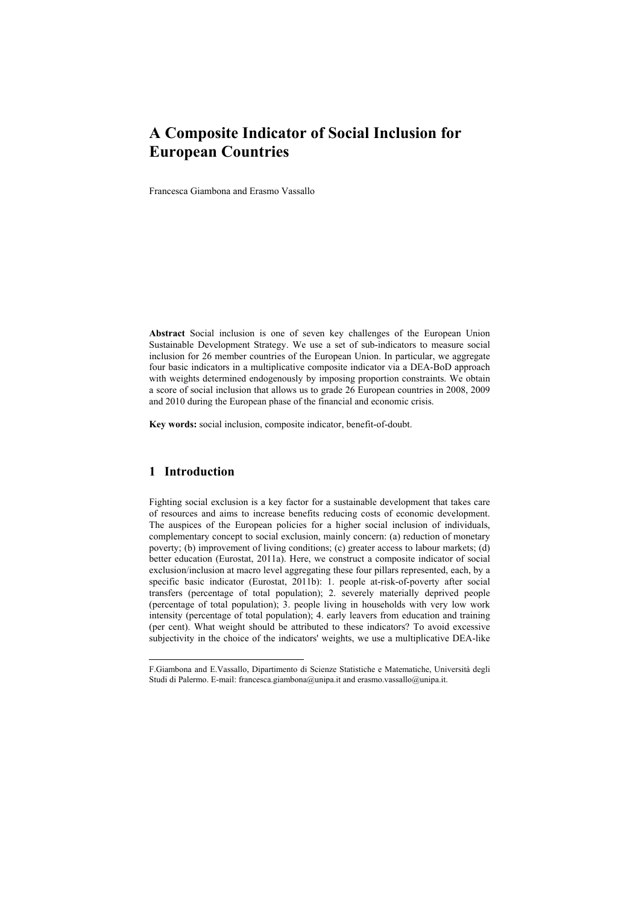# A Composite Indicator of Social Inclusion for European Countries

Francesca Giambona and Erasmo Vassallo

**Abstract** Social inclusion is one of seven key challenges of the European Union Sustainable Development Strategy. We use a set of sub-indicators to measure social inclusion for 26 member countries of the European Union. In particular, we aggregate four basic indicators in a multiplicative composite indicator via a DEA-BoD approach with weights determined endogenously by imposing proportion constraints. We obtain a score of social inclusion that allows us to grade 26 European countries in 2008, 2009 and 2010 during the European phase of the financial and economic crisis.

**Key words:** social inclusion, composite indicator, benefit-of-doubt.

## 1 Introduction

Fighting social exclusion is a key factor for a sustainable development that takes care of resources and aims to increase benefits reducing costs of economic development. The auspices of the European policies for a higher social inclusion of individuals, complementary concept to social exclusion, mainly concern: (a) reduction of monetary poverty; (b) improvement of living conditions; (c) greater access to labour markets; (d) better education (Eurostat, 2011a). Here, we construct a composite indicator of social exclusion/inclusion at macro level aggregating these four pillars represented, each, by a specific basic indicator (Eurostat, 2011b): 1. people at-risk-of-poverty after social transfers (percentage of total population); 2. severely materially deprived people (percentage of total population); 3. people living in households with very low work intensity (percentage of total population); 4. early leavers from education and training (per cent). What weight should be attributed to these indicators? To avoid excessive subjectivity in the choice of the indicators' weights, we use a multiplicative DEA-like

---

F.Giambona and E.Vassallo, Dipartimento di Scienze Statistiche e Matematiche, Università degli Studi di Palermo. E-mail: francesca.giambona@unipa.it and erasmo.vassallo@unipa.it.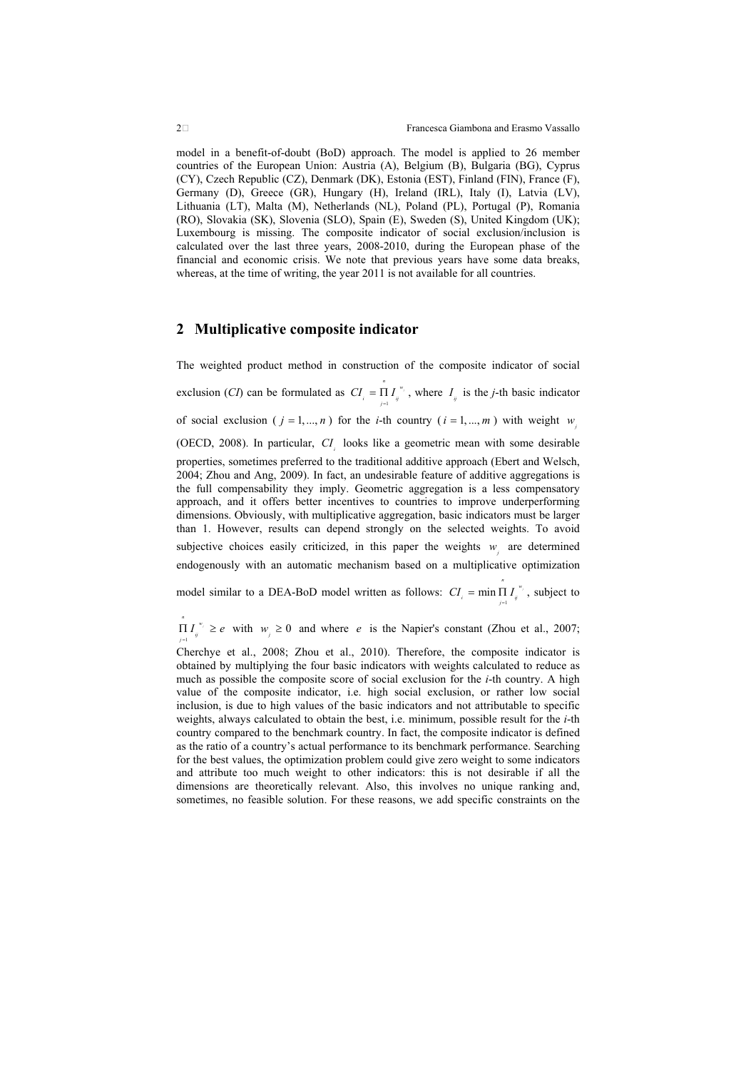model in a benefit-of-doubt (BoD) approach. The model is applied to 26 member countries of the European Union: Austria (A), Belgium (B), Bulgaria (BG), Cyprus (CY), Czech Republic (CZ), Denmark (DK), Estonia (EST), Finland (FIN), France (F), Germany (D), Greece (GR), Hungary (H), Ireland (IRL), Italy (I), Latvia (LV), Lithuania (LT), Malta (M), Netherlands (NL), Poland (PL), Portugal (P), Romania (RO), Slovakia (SK), Slovenia (SLO), Spain (E), Sweden (S), United Kingdom (UK); Luxembourg is missing. The composite indicator of social exclusion/inclusion is calculated over the last three years, 2008-2010, during the European phase of the financial and economic crisis. We note that previous years have some data breaks, whereas, at the time of writing, the year 2011 is not available for all countries.

## 2 Multiplicative composite indicator

The weighted product method in construction of the composite indicator of social exclusion (*CI*) can be formulated as $CI_i = \prod_{j=1}^{n} I_{ij}^{w_j}$, where $I_{ij}$ is the *j*-th basic indicator of social exclusion ($j = 1, ..., n$) for the *i*-th country ($i = 1, ..., m$) with weight $w_j$ (OECD, 2008). In particular, $CI_i$ looks like a geometric mean with some desirable properties, sometimes preferred to the traditional additive approach (Ebert and Welsch, 2004; Zhou and Ang, 2009). In fact, an undesirable feature of additive aggregations is the full compensability they imply. Geometric aggregation is a less compensatory approach, and it offers better incentives to countries to improve underperforming dimensions. Obviously, with multiplicative aggregation, basic indicators must be larger than 1. However, results can depend strongly on the selected weights. To avoid subjective choices easily criticized, in this paper the weights $w_j$ are determined endogenously with an automatic mechanism based on a multiplicative optimization model similar to a DEA-BoD model written as follows: $CI_i = \min \prod_{j=1}^{n} I_{ij}^{w_j}$, subject to $\prod_{j=1}^{n} I_{ij}^{w_j} \geq e$ with $w_j \geq 0$ and where $e$ is the Napier's constant (Zhou et al., 2007; Cherchye et al., 2008; Zhou et al., 2010). Therefore, the composite indicator is obtained by multiplying the four basic indicators with weights calculated to reduce as much as possible the composite score of social exclusion for the *i*-th country. A high value of the composite indicator, i.e. high social exclusion, or rather low social inclusion, is due to high values of the basic indicators and not attributable to specific weights, always calculated to obtain the best, i.e. minimum, possible result for the *i*-th country compared to the benchmark country. In fact, the composite indicator is defined as the ratio of a country's actual performance to its benchmark performance. Searching for the best values, the optimization problem could give zero weight to some indicators and attribute too much weight to other indicators: this is not desirable if all the dimensions are theoretically relevant. Also, this involves no unique ranking and, sometimes, no feasible solution. For these reasons, we add specific constraints on the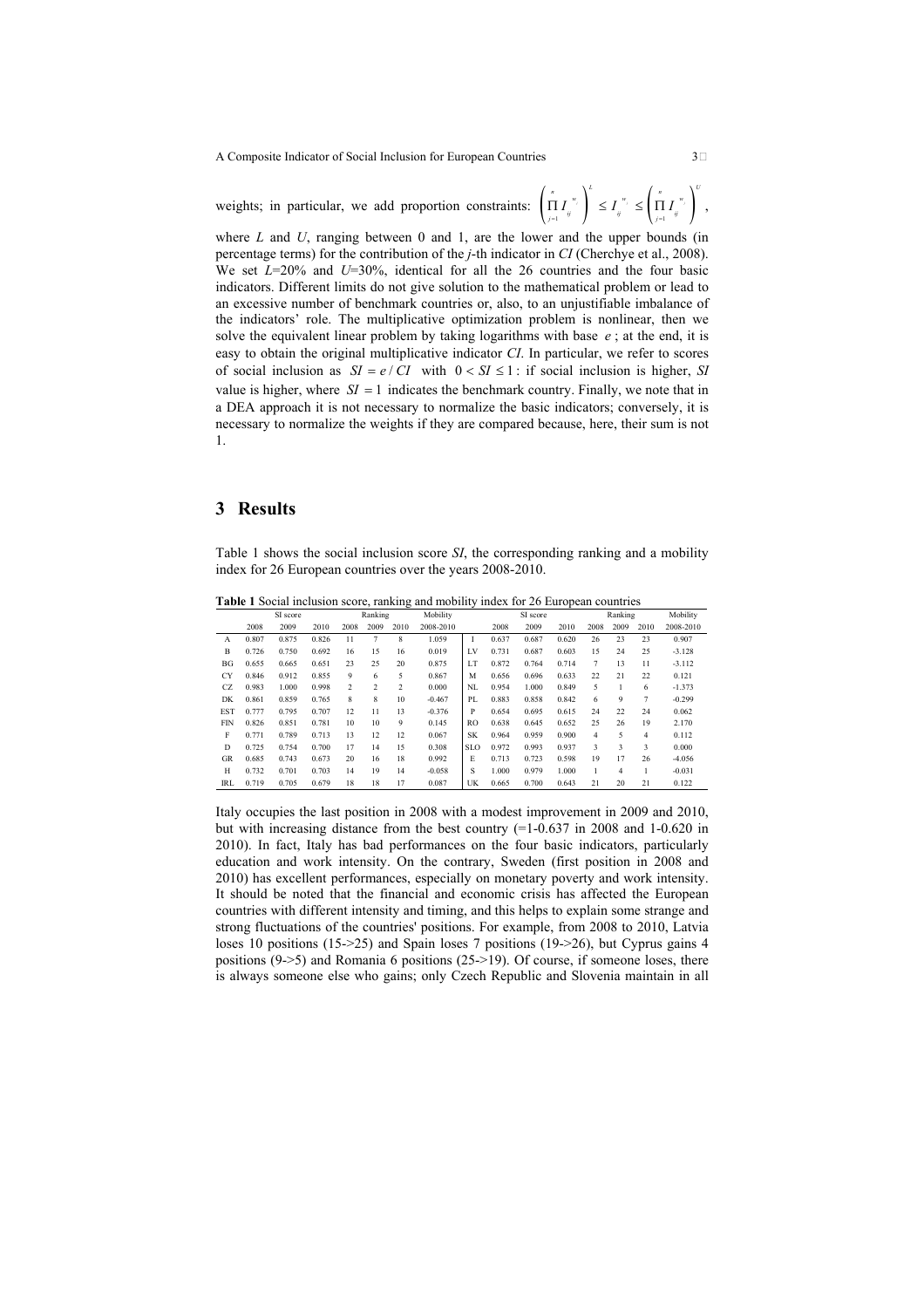weights; in particular, we add proportion constraints: $\left(\prod_{j=1}^{n} I_{ij}^{w_j}\right)^{L} \leq I_{ij}^{w_j} \leq \left(\prod_{j=1}^{n} I_{ij}^{w_j}\right)^{U}$, where $L$ and $U$, ranging between 0 and 1, are the lower and the upper bounds (in percentage terms) for the contribution of the $j$-th indicator in $CI$ (Cherchye et al., 2008). We set $L$=20% and $U$=30%, identical for all the 26 countries and the four basic indicators. Different limits do not give solution to the mathematical problem or lead to an excessive number of benchmark countries or, also, to an unjustifiable imbalance of the indicators' role. The multiplicative optimization problem is nonlinear, then we solve the equivalent linear problem by taking logarithms with base $e$ ; at the end, it is easy to obtain the original multiplicative indicator $CI$. In particular, we refer to scores of social inclusion as $SI = e / CI$ with $0 < SI \leq 1$ : if social inclusion is higher, $SI$ value is higher, where $SI = 1$ indicates the benchmark country. Finally, we note that in a DEA approach it is not necessary to normalize the basic indicators; conversely, it is necessary to normalize the weights if they are compared because, here, their sum is not 1.

## 3 Results

Table 1 shows the social inclusion score $SI$, the corresponding ranking and a mobility index for 26 European countries over the years 2008-2010.

**Table 1** Social inclusion score, ranking and mobility index for 26 European countries

| | SI score | | | Ranking | | | Mobility | | SI score | | | Ranking | | | Mobility |
|---|---|---|---|---|---|---|---|---|---|---|---|---|---|---|---|
| | 2008 | 2009 | 2010 | 2008 | 2009 | 2010 | 2008-2010 | | 2008 | 2009 | 2010 | 2008 | 2009 | 2010 | 2008-2010 |
| A | 0.807 | 0.875 | 0.826 | 11 | 7 | 8 | 1.059 | I | 0.637 | 0.687 | 0.620 | 26 | 23 | 23 | 0.907 |
| B | 0.726 | 0.750 | 0.692 | 16 | 15 | 16 | 0.019 | LV | 0.731 | 0.687 | 0.603 | 15 | 24 | 25 | -3.128 |
| BG | 0.655 | 0.665 | 0.651 | 23 | 25 | 20 | 0.875 | LT | 0.872 | 0.764 | 0.714 | 7 | 13 | 11 | -3.112 |
| CY | 0.846 | 0.912 | 0.855 | 9 | 6 | 5 | 0.867 | M | 0.656 | 0.696 | 0.633 | 22 | 21 | 22 | 0.121 |
| CZ | 0.983 | 1.000 | 0.998 | 2 | 2 | 2 | 0.000 | NL | 0.954 | 1.000 | 0.849 | 5 | 1 | 6 | -1.373 |
| DK | 0.861 | 0.859 | 0.765 | 8 | 8 | 10 | -0.467 | PL | 0.883 | 0.858 | 0.842 | 6 | 9 | 7 | -0.299 |
| EST | 0.777 | 0.795 | 0.707 | 12 | 11 | 13 | -0.376 | P | 0.654 | 0.695 | 0.615 | 24 | 22 | 24 | 0.062 |
| FIN | 0.826 | 0.851 | 0.781 | 10 | 10 | 9 | 0.145 | RO | 0.638 | 0.645 | 0.652 | 25 | 26 | 19 | 2.170 |
| F | 0.771 | 0.789 | 0.713 | 13 | 12 | 12 | 0.067 | SK | 0.964 | 0.959 | 0.900 | 4 | 5 | 4 | 0.112 |
| D | 0.725 | 0.754 | 0.700 | 17 | 14 | 15 | 0.308 | SLO | 0.972 | 0.993 | 0.937 | 3 | 3 | 3 | 0.000 |
| GR | 0.685 | 0.743 | 0.673 | 20 | 16 | 18 | 0.992 | E | 0.713 | 0.723 | 0.598 | 19 | 17 | 26 | -4.056 |
| H | 0.732 | 0.701 | 0.703 | 14 | 19 | 14 | -0.058 | S | 1.000 | 0.979 | 1.000 | 1 | 4 | 1 | -0.031 |
| IRL | 0.719 | 0.705 | 0.679 | 18 | 18 | 17 | 0.087 | UK | 0.665 | 0.700 | 0.643 | 21 | 20 | 21 | 0.122 |

Italy occupies the last position in 2008 with a modest improvement in 2009 and 2010, but with increasing distance from the best country (=1-0.637 in 2008 and 1-0.620 in 2010). In fact, Italy has bad performances on the four basic indicators, particularly education and work intensity. On the contrary, Sweden (first position in 2008 and 2010) has excellent performances, especially on monetary poverty and work intensity. It should be noted that the financial and economic crisis has affected the European countries with different intensity and timing, and this helps to explain some strange and strong fluctuations of the countries' positions. For example, from 2008 to 2010, Latvia loses 10 positions (15->25) and Spain loses 7 positions (19->26), but Cyprus gains 4 positions (9->5) and Romania 6 positions (25->19). Of course, if someone loses, there is always someone else who gains; only Czech Republic and Slovenia maintain in all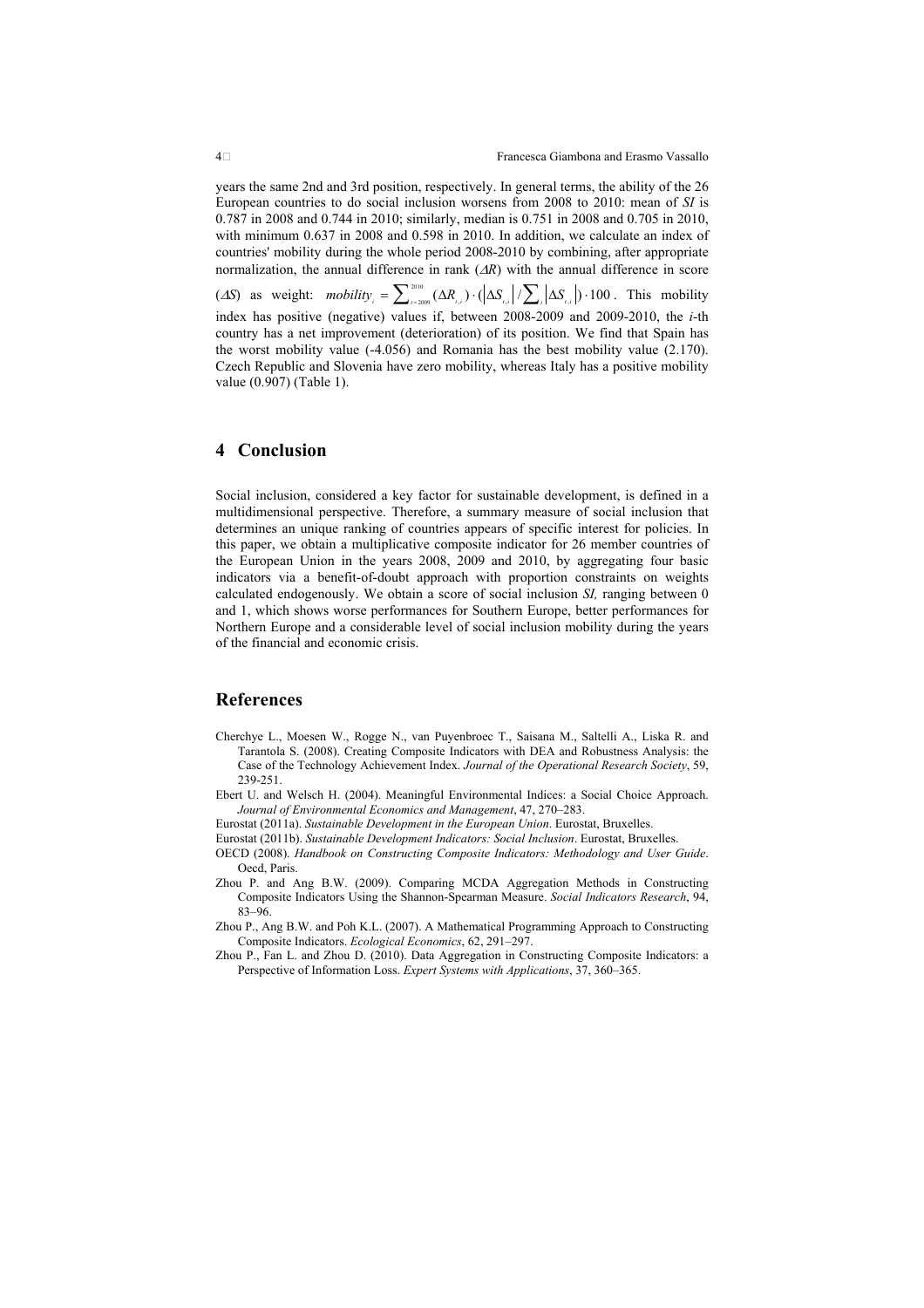years the same 2nd and 3rd position, respectively. In general terms, the ability of the 26 European countries to do social inclusion worsens from 2008 to 2010: mean of *SI* is 0.787 in 2008 and 0.744 in 2010; similarly, median is 0.751 in 2008 and 0.705 in 2010, with minimum 0.637 in 2008 and 0.598 in 2010. In addition, we calculate an index of countries' mobility during the whole period 2008-2010 by combining, after appropriate normalization, the annual difference in rank ($\Delta R$) with the annual difference in score ($\Delta S$) as weight: $mobility_i = \sum_{t=2009}^{2010} (\Delta R_{i,t}) \cdot \left( \left| \Delta S_{i,t} \right| / \sum_i \left| \Delta S_{i,t} \right| \right) \cdot 100$. This mobility index has positive (negative) values if, between 2008-2009 and 2009-2010, the *i*-th country has a net improvement (deterioration) of its position. We find that Spain has the worst mobility value (-4.056) and Romania has the best mobility value (2.170). Czech Republic and Slovenia have zero mobility, whereas Italy has a positive mobility value (0.907) (Table 1).

## 4 Conclusion

Social inclusion, considered a key factor for sustainable development, is defined in a multidimensional perspective. Therefore, a summary measure of social inclusion that determines an unique ranking of countries appears of specific interest for policies. In this paper, we obtain a multiplicative composite indicator for 26 member countries of the European Union in the years 2008, 2009 and 2010, by aggregating four basic indicators via a benefit-of-doubt approach with proportion constraints on weights calculated endogenously. We obtain a score of social inclusion *SI,* ranging between 0 and 1, which shows worse performances for Southern Europe, better performances for Northern Europe and a considerable level of social inclusion mobility during the years of the financial and economic crisis.

## References

Cherchye L., Moesen W., Rogge N., van Puyenbroec T., Saisana M., Saltelli A., Liska R. and Tarantola S. (2008). Creating Composite Indicators with DEA and Robustness Analysis: the Case of the Technology Achievement Index. *Journal of the Operational Research Society*, 59, 239-251.

Ebert U. and Welsch H. (2004). Meaningful Environmental Indices: a Social Choice Approach. *Journal of Environmental Economics and Management*, 47, 270–283.

Eurostat (2011a). *Sustainable Development in the European Union*. Eurostat, Bruxelles.

Eurostat (2011b). *Sustainable Development Indicators: Social Inclusion*. Eurostat, Bruxelles.

OECD (2008). *Handbook on Constructing Composite Indicators: Methodology and User Guide*. Oecd, Paris.

Zhou P. and Ang B.W. (2009). Comparing MCDA Aggregation Methods in Constructing Composite Indicators Using the Shannon-Spearman Measure. *Social Indicators Research*, 94, 83–96.

Zhou P., Ang B.W. and Poh K.L. (2007). A Mathematical Programming Approach to Constructing Composite Indicators. *Ecological Economics*, 62, 291–297.

Zhou P., Fan L. and Zhou D. (2010). Data Aggregation in Constructing Composite Indicators: a Perspective of Information Loss. *Expert Systems with Applications*, 37, 360–365.